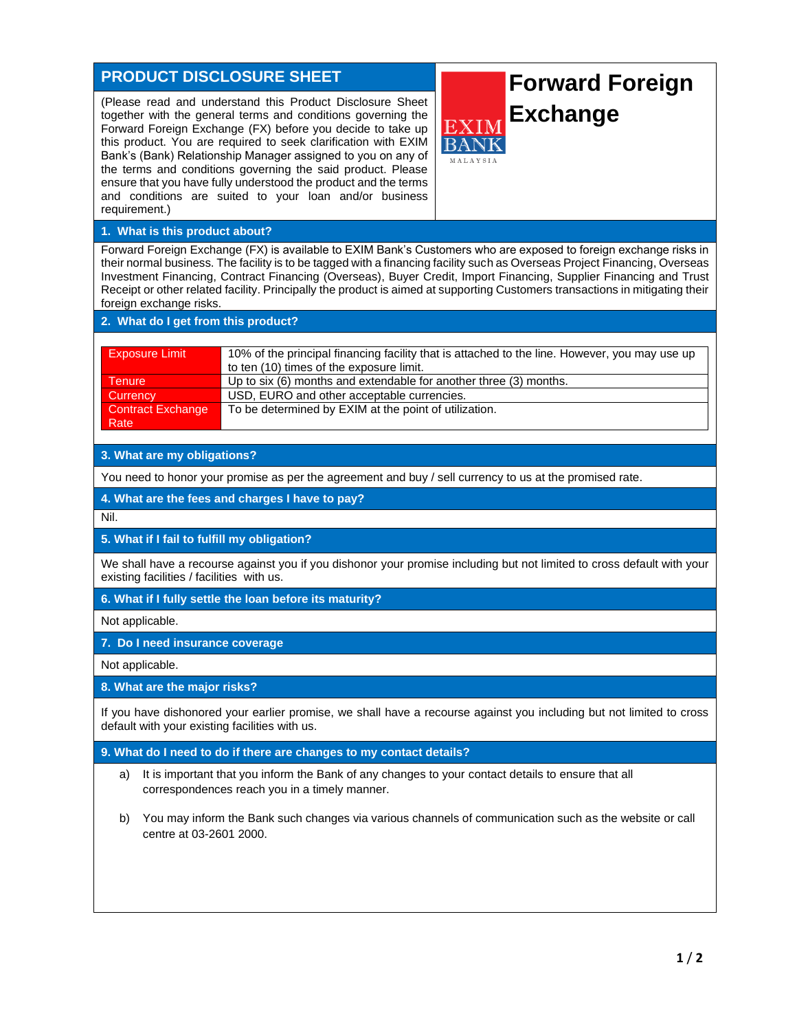## PRODUCT DISCLOSURE SHEET

# Forward Foreign Exchange

(Please read and understand this Product Disclosure Sheet together with the general terms and conditions governing the Forward Foreign Exchange (FX) before you decide to take up this product. You are required to seek clarification with EXIM Bank's (Bank) Relationship Manager assigned to you on any of the terms and conditions governing the said product. Please ensure that you have fully understood the product and the terms and conditions are suited to your loan and/or business requirement.)

### 1. What is this product about?

Forward Foreign Exchange (FX) is available to EXIM Bank's Customers who are exposed to foreign exchange risks in their normal business. The facility is to be tagged with a financing facility such as Overseas Project Financing, Overseas Investment Financing, Contract Financing (Overseas), Buyer Credit, Import Financing, Supplier Financing and Trust Receipt or other related facility. Principally the product is aimed at supporting Customers transactions in mitigating their foreign exchange risks.

### 2. What do I get from this product?

| | |
|---|---|
| Exposure Limit | 10% of the principal financing facility that is attached to the line. However, you may use up to ten (10) times of the exposure limit. |
| Tenure | Up to six (6) months and extendable for another three (3) months. |
| Currency | USD, EURO and other acceptable currencies. |
| Contract Exchange Rate | To be determined by EXIM at the point of utilization. |

### 3. What are my obligations?

You need to honor your promise as per the agreement and buy / sell currency to us at the promised rate.

### 4. What are the fees and charges I have to pay?

Nil.

### 5. What if I fail to fulfill my obligation?

We shall have a recourse against you if you dishonor your promise including but not limited to cross default with your existing facilities / facilities with us.

### 6. What if I fully settle the loan before its maturity?

Not applicable.

### 7. Do I need insurance coverage

Not applicable.

### 8. What are the major risks?

If you have dishonored your earlier promise, we shall have a recourse against you including but not limited to cross default with your existing facilities with us.

### 9. What do I need to do if there are changes to my contact details?

a) It is important that you inform the Bank of any changes to your contact details to ensure that all correspondences reach you in a timely manner.

b) You may inform the Bank such changes via various channels of communication such as the website or call centre at 03-2601 2000.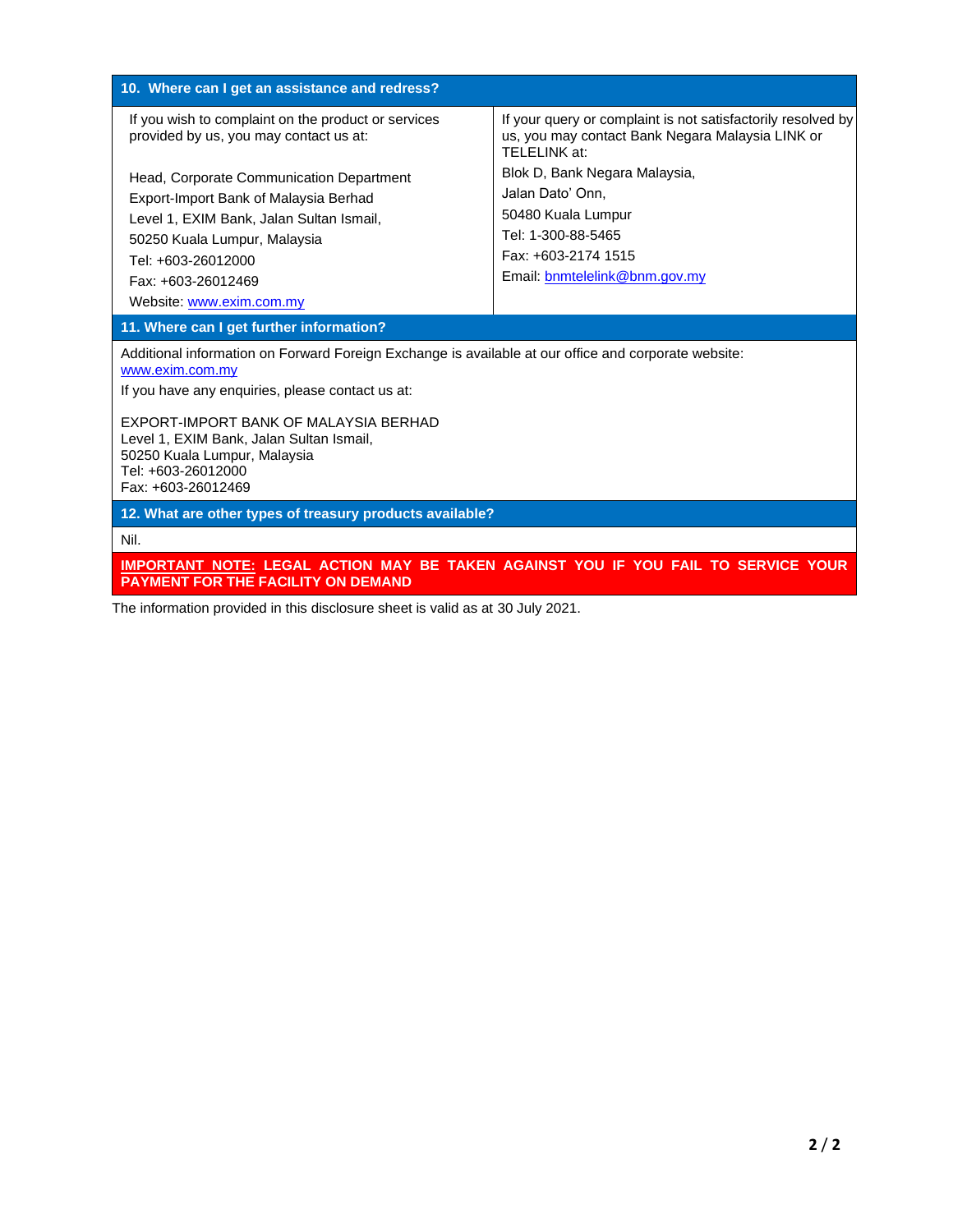## 10. Where can I get an assistance and redress?

| | |
|---|---|
| If you wish to complaint on the product or services provided by us, you may contact us at:<br><br>Head, Corporate Communication Department<br>Export-Import Bank of Malaysia Berhad<br>Level 1, EXIM Bank, Jalan Sultan Ismail,<br>50250 Kuala Lumpur, Malaysia<br>Tel: +603-26012000<br>Fax: +603-26012469<br>Website: www.exim.com.my | If your query or complaint is not satisfactorily resolved by us, you may contact Bank Negara Malaysia LINK or TELELINK at:<br><br>Blok D, Bank Negara Malaysia,<br>Jalan Dato' Onn,<br>50480 Kuala Lumpur<br>Tel: 1-300-88-5465<br>Fax: +603-2174 1515<br>Email: bnmtelelink@bnm.gov.my |

## 11. Where can I get further information?

Additional information on Forward Foreign Exchange is available at our office and corporate website: www.exim.com.my

If you have any enquiries, please contact us at:

EXPORT-IMPORT BANK OF MALAYSIA BERHAD
Level 1, EXIM Bank, Jalan Sultan Ismail,
50250 Kuala Lumpur, Malaysia
Tel: +603-26012000
Fax: +603-26012469

## 12. What are other types of treasury products available?

Nil.

**IMPORTANT NOTE: LEGAL ACTION MAY BE TAKEN AGAINST YOU IF YOU FAIL TO SERVICE YOUR PAYMENT FOR THE FACILITY ON DEMAND**

The information provided in this disclosure sheet is valid as at 30 July 2021.